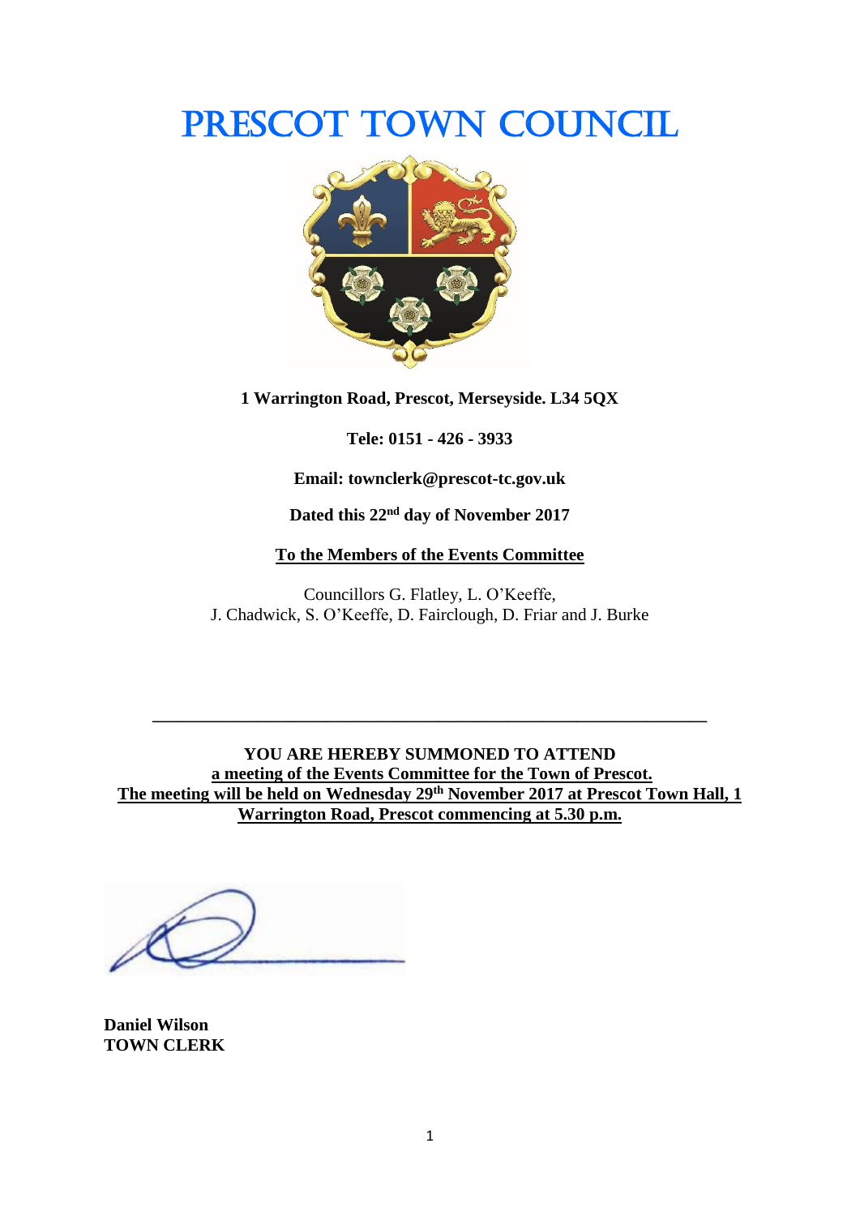# PRESCOT TOWN COUNCIL

**1 Warrington Road, Prescot, Merseyside. L34 5QX**

**Tele: 0151 - 426 - 3933**

**Email: townclerk@prescot-tc.gov.uk**

**Dated this 22nd day of November 2017**

**To the Members of the Events Committee**

Councillors G. Flatley, L. O'Keeffe,
J. Chadwick, S. O'Keeffe, D. Fairclough, D. Friar and J. Burke

---

**YOU ARE HEREBY SUMMONED TO ATTEND**
**a meeting of the Events Committee for the Town of Prescot.**
**The meeting will be held on Wednesday 29th November 2017 at Prescot Town Hall, 1 Warrington Road, Prescot commencing at 5.30 p.m.**

**Daniel Wilson**
**TOWN CLERK**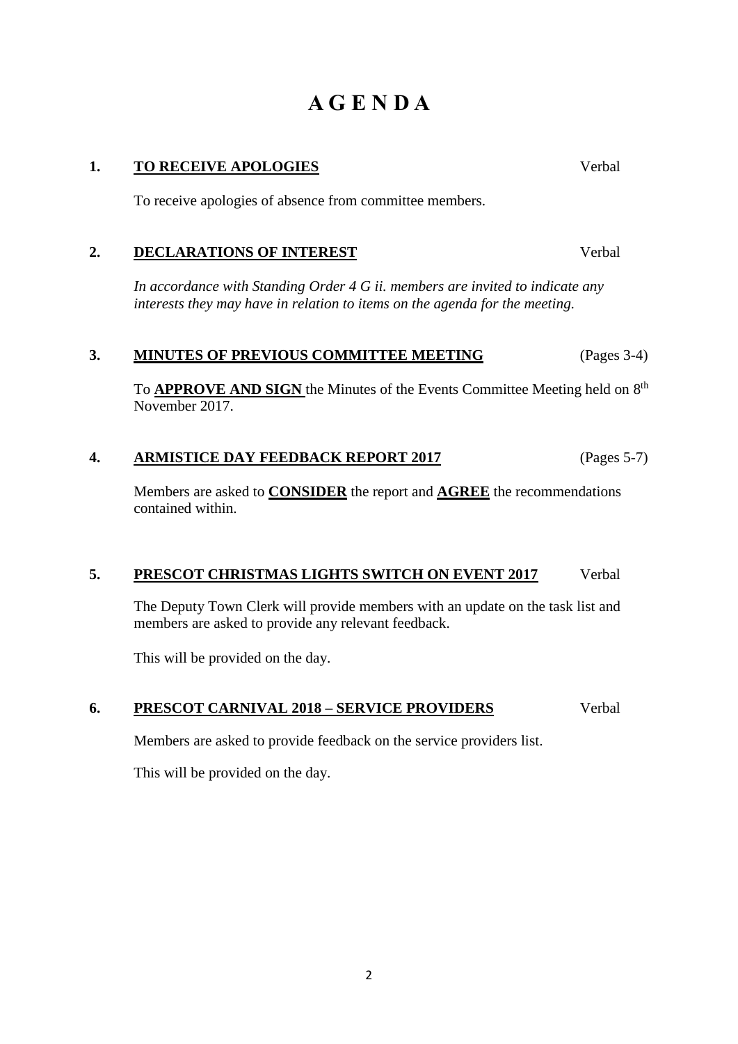# A G E N D A

**1. TO RECEIVE APOLOGIES** Verbal

To receive apologies of absence from committee members.

**2. DECLARATIONS OF INTEREST** Verbal

*In accordance with Standing Order 4 G ii. members are invited to indicate any interests they may have in relation to items on the agenda for the meeting.*

**3. MINUTES OF PREVIOUS COMMITTEE MEETING** (Pages 3-4)

To **APPROVE AND SIGN** the Minutes of the Events Committee Meeting held on 8th November 2017.

**4. ARMISTICE DAY FEEDBACK REPORT 2017** (Pages 5-7)

Members are asked to **CONSIDER** the report and **AGREE** the recommendations contained within.

**5. PRESCOT CHRISTMAS LIGHTS SWITCH ON EVENT 2017** Verbal

The Deputy Town Clerk will provide members with an update on the task list and members are asked to provide any relevant feedback.

This will be provided on the day.

**6. PRESCOT CARNIVAL 2018 – SERVICE PROVIDERS** Verbal

Members are asked to provide feedback on the service providers list.

This will be provided on the day.